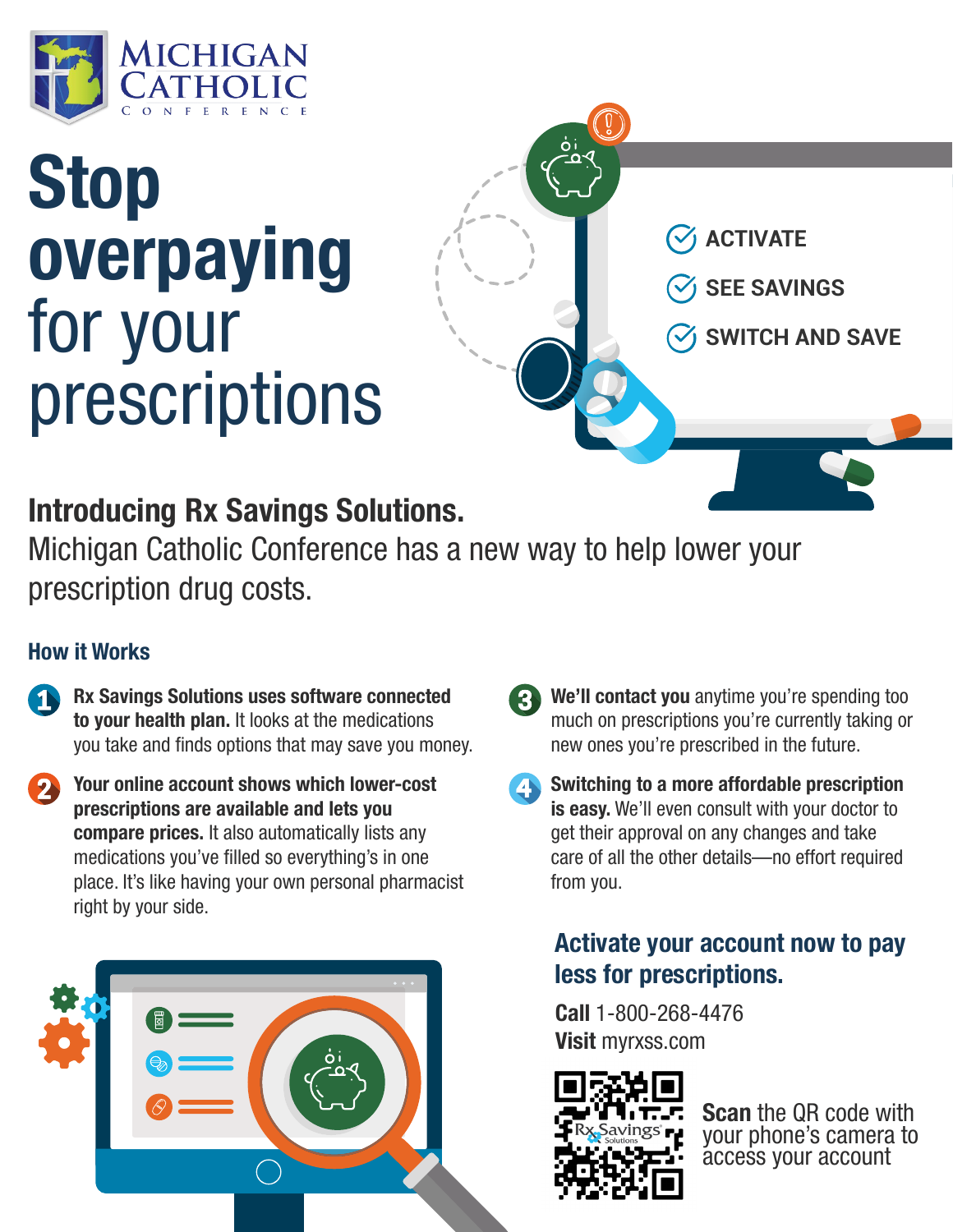Michigan Catholic Conference

# Stop overpaying for your prescriptions

- ACTIVATE
- SEE SAVINGS
- SWITCH AND SAVE

## Introducing Rx Savings Solutions.

Michigan Catholic Conference has a new way to help lower your prescription drug costs.

### How it Works

1. **Rx Savings Solutions uses software connected to your health plan.** It looks at the medications you take and finds options that may save you money.
2. **Your online account shows which lower-cost prescriptions are available and lets you compare prices.** It also automatically lists any medications you've filled so everything's in one place. It's like having your own personal pharmacist right by your side.
3. **We'll contact you** anytime you're spending too much on prescriptions you're currently taking or new ones you're prescribed in the future.
4. **Switching to a more affordable prescription is easy.** We'll even consult with your doctor to get their approval on any changes and take care of all the other details—no effort required from you.

### Activate your account now to pay less for prescriptions.

**Call** 1-800-268-4476
**Visit** myrxss.com

**Scan** the QR code with your phone's camera to access your account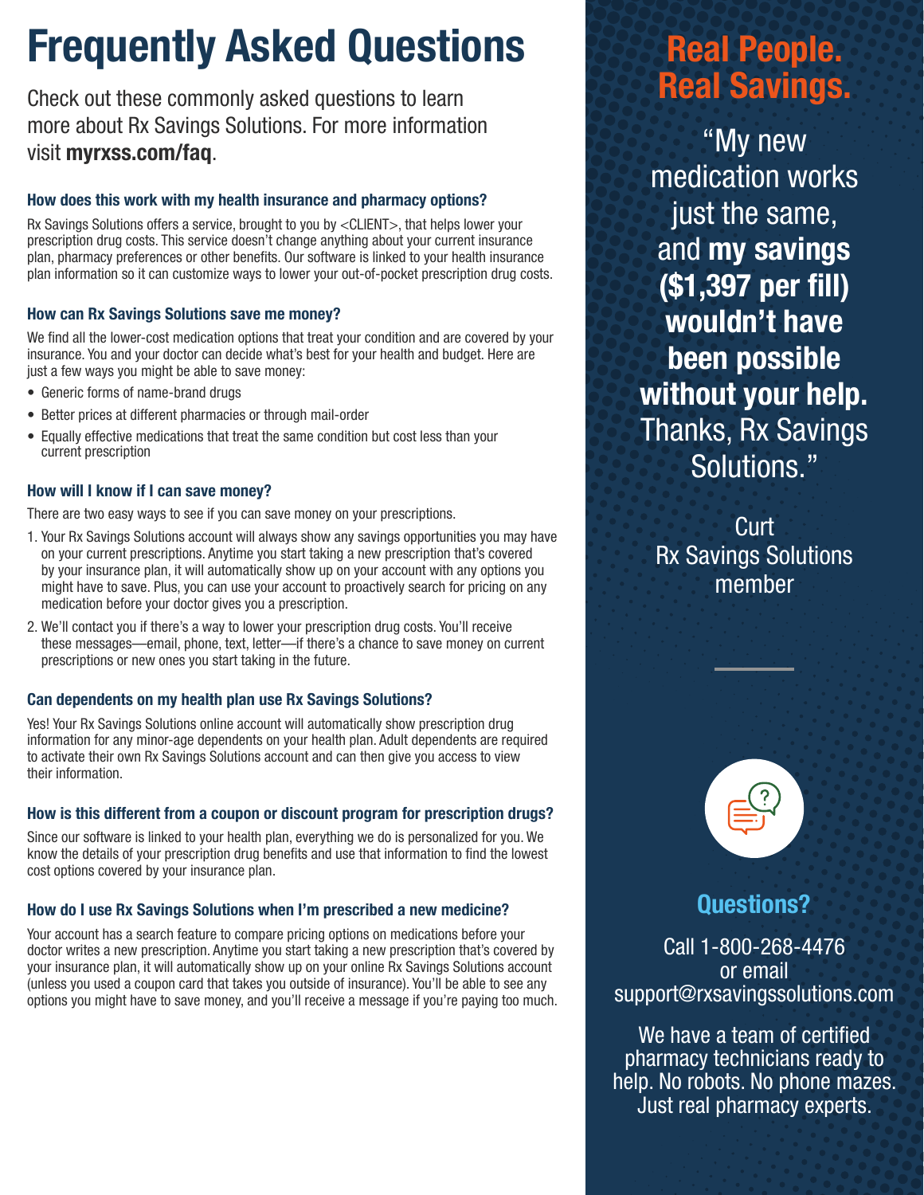# Frequently Asked Questions

Check out these commonly asked questions to learn more about Rx Savings Solutions. For more information visit **myrxss.com/faq**.

### How does this work with my health insurance and pharmacy options?

Rx Savings Solutions offers a service, brought to you by <CLIENT>, that helps lower your prescription drug costs. This service doesn't change anything about your current insurance plan, pharmacy preferences or other benefits. Our software is linked to your health insurance plan information so it can customize ways to lower your out-of-pocket prescription drug costs.

### How can Rx Savings Solutions save me money?

We find all the lower-cost medication options that treat your condition and are covered by your insurance. You and your doctor can decide what's best for your health and budget. Here are just a few ways you might be able to save money:

- Generic forms of name-brand drugs
- Better prices at different pharmacies or through mail-order
- Equally effective medications that treat the same condition but cost less than your current prescription

### How will I know if I can save money?

There are two easy ways to see if you can save money on your prescriptions.

1. Your Rx Savings Solutions account will always show any savings opportunities you may have on your current prescriptions. Anytime you start taking a new prescription that's covered by your insurance plan, it will automatically show up on your account with any options you might have to save. Plus, you can use your account to proactively search for pricing on any medication before your doctor gives you a prescription.
2. We'll contact you if there's a way to lower your prescription drug costs. You'll receive these messages—email, phone, text, letter—if there's a chance to save money on current prescriptions or new ones you start taking in the future.

### Can dependents on my health plan use Rx Savings Solutions?

Yes! Your Rx Savings Solutions online account will automatically show prescription drug information for any minor-age dependents on your health plan. Adult dependents are required to activate their own Rx Savings Solutions account and can then give you access to view their information.

### How is this different from a coupon or discount program for prescription drugs?

Since our software is linked to your health plan, everything we do is personalized for you. We know the details of your prescription drug benefits and use that information to find the lowest cost options covered by your insurance plan.

### How do I use Rx Savings Solutions when I'm prescribed a new medicine?

Your account has a search feature to compare pricing options on medications before your doctor writes a new prescription. Anytime you start taking a new prescription that's covered by your insurance plan, it will automatically show up on your online Rx Savings Solutions account (unless you used a coupon card that takes you outside of insurance). You'll be able to see any options you might have to save money, and you'll receive a message if you're paying too much.

## Real People. Real Savings.

"My new medication works just the same, and **my savings ($1,397 per fill) wouldn't have been possible without your help.** Thanks, Rx Savings Solutions."

Curt
Rx Savings Solutions member

## Questions?

Call 1-800-268-4476
or email
support@rxsavingssolutions.com

We have a team of certified pharmacy technicians ready to help. No robots. No phone mazes. Just real pharmacy experts.